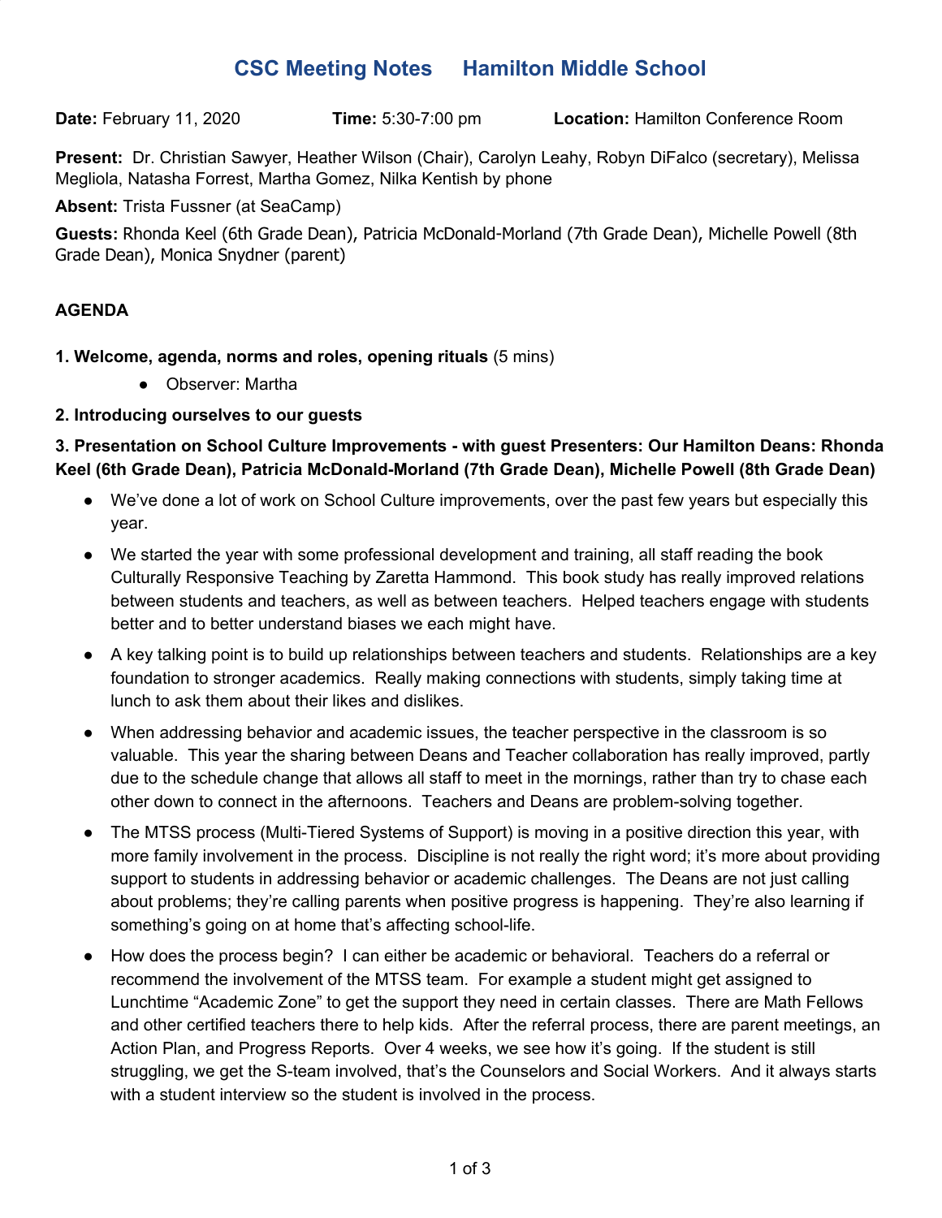# CSC Meeting Notes     Hamilton Middle School

**Date:** February 11, 2020     **Time:** 5:30-7:00 pm     **Location:** Hamilton Conference Room

**Present:** Dr. Christian Sawyer, Heather Wilson (Chair), Carolyn Leahy, Robyn DiFalco (secretary), Melissa Megliola, Natasha Forrest, Martha Gomez, Nilka Kentish by phone

**Absent:** Trista Fussner (at SeaCamp)

**Guests:** Rhonda Keel (6th Grade Dean), Patricia McDonald-Morland (7th Grade Dean), Michelle Powell (8th Grade Dean), Monica Snydner (parent)

## AGENDA

**1. Welcome, agenda, norms and roles, opening rituals** (5 mins)

- Observer: Martha

**2. Introducing ourselves to our guests**

**3. Presentation on School Culture Improvements - with guest Presenters: Our Hamilton Deans: Rhonda Keel (6th Grade Dean), Patricia McDonald-Morland (7th Grade Dean), Michelle Powell (8th Grade Dean)**

- We've done a lot of work on School Culture improvements, over the past few years but especially this year.
- We started the year with some professional development and training, all staff reading the book Culturally Responsive Teaching by Zaretta Hammond. This book study has really improved relations between students and teachers, as well as between teachers. Helped teachers engage with students better and to better understand biases we each might have.
- A key talking point is to build up relationships between teachers and students. Relationships are a key foundation to stronger academics. Really making connections with students, simply taking time at lunch to ask them about their likes and dislikes.
- When addressing behavior and academic issues, the teacher perspective in the classroom is so valuable. This year the sharing between Deans and Teacher collaboration has really improved, partly due to the schedule change that allows all staff to meet in the mornings, rather than try to chase each other down to connect in the afternoons. Teachers and Deans are problem-solving together.
- The MTSS process (Multi-Tiered Systems of Support) is moving in a positive direction this year, with more family involvement in the process. Discipline is not really the right word; it's more about providing support to students in addressing behavior or academic challenges. The Deans are not just calling about problems; they're calling parents when positive progress is happening. They're also learning if something's going on at home that's affecting school-life.
- How does the process begin? I can either be academic or behavioral. Teachers do a referral or recommend the involvement of the MTSS team. For example a student might get assigned to Lunchtime "Academic Zone" to get the support they need in certain classes. There are Math Fellows and other certified teachers there to help kids. After the referral process, there are parent meetings, an Action Plan, and Progress Reports. Over 4 weeks, we see how it's going. If the student is still struggling, we get the S-team involved, that's the Counselors and Social Workers. And it always starts with a student interview so the student is involved in the process.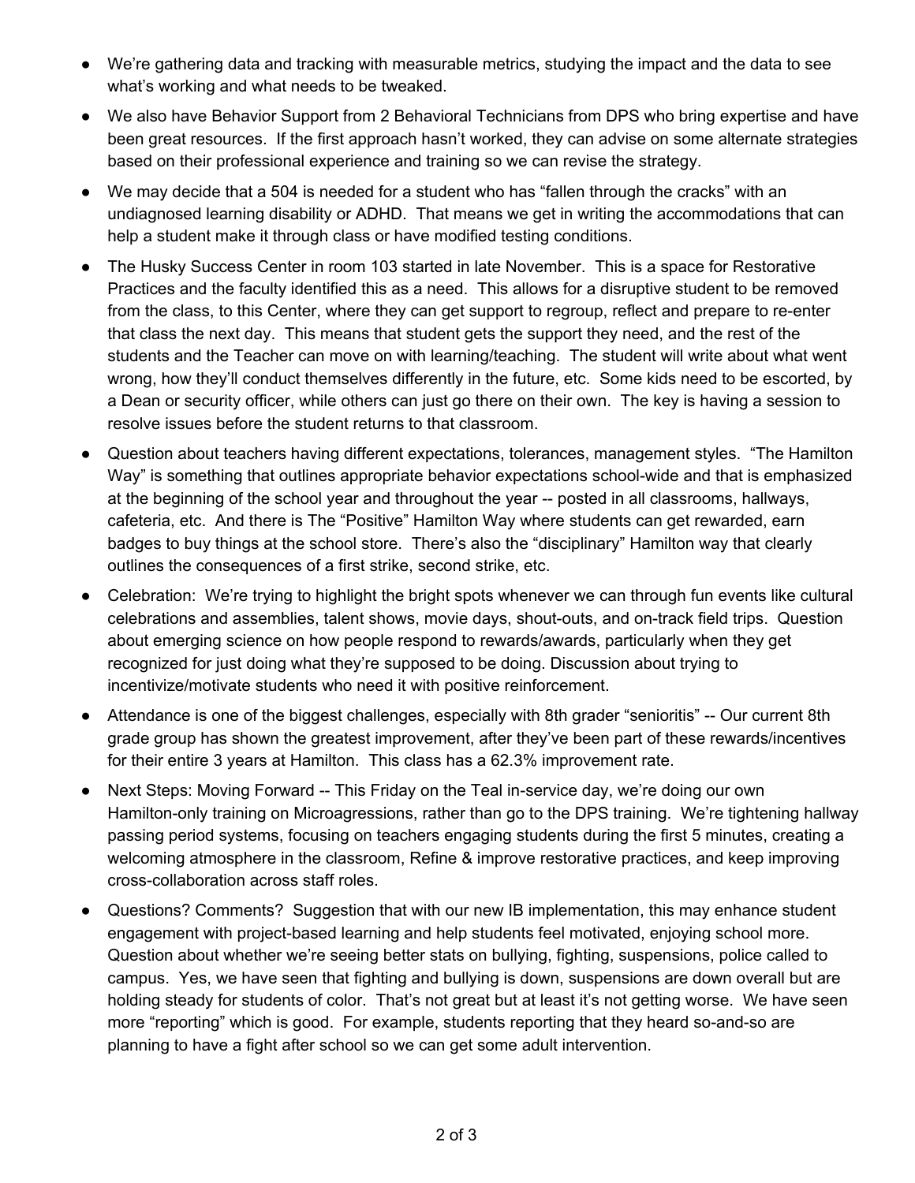- We're gathering data and tracking with measurable metrics, studying the impact and the data to see what's working and what needs to be tweaked.
- We also have Behavior Support from 2 Behavioral Technicians from DPS who bring expertise and have been great resources. If the first approach hasn't worked, they can advise on some alternate strategies based on their professional experience and training so we can revise the strategy.
- We may decide that a 504 is needed for a student who has "fallen through the cracks" with an undiagnosed learning disability or ADHD. That means we get in writing the accommodations that can help a student make it through class or have modified testing conditions.
- The Husky Success Center in room 103 started in late November. This is a space for Restorative Practices and the faculty identified this as a need. This allows for a disruptive student to be removed from the class, to this Center, where they can get support to regroup, reflect and prepare to re-enter that class the next day. This means that student gets the support they need, and the rest of the students and the Teacher can move on with learning/teaching. The student will write about what went wrong, how they'll conduct themselves differently in the future, etc. Some kids need to be escorted, by a Dean or security officer, while others can just go there on their own. The key is having a session to resolve issues before the student returns to that classroom.
- Question about teachers having different expectations, tolerances, management styles. "The Hamilton Way" is something that outlines appropriate behavior expectations school-wide and that is emphasized at the beginning of the school year and throughout the year -- posted in all classrooms, hallways, cafeteria, etc. And there is The "Positive" Hamilton Way where students can get rewarded, earn badges to buy things at the school store. There's also the "disciplinary" Hamilton way that clearly outlines the consequences of a first strike, second strike, etc.
- Celebration: We're trying to highlight the bright spots whenever we can through fun events like cultural celebrations and assemblies, talent shows, movie days, shout-outs, and on-track field trips. Question about emerging science on how people respond to rewards/awards, particularly when they get recognized for just doing what they're supposed to be doing. Discussion about trying to incentivize/motivate students who need it with positive reinforcement.
- Attendance is one of the biggest challenges, especially with 8th grader "senioritis" -- Our current 8th grade group has shown the greatest improvement, after they've been part of these rewards/incentives for their entire 3 years at Hamilton. This class has a 62.3% improvement rate.
- Next Steps: Moving Forward -- This Friday on the Teal in-service day, we're doing our own Hamilton-only training on Microagressions, rather than go to the DPS training. We're tightening hallway passing period systems, focusing on teachers engaging students during the first 5 minutes, creating a welcoming atmosphere in the classroom, Refine & improve restorative practices, and keep improving cross-collaboration across staff roles.
- Questions? Comments? Suggestion that with our new IB implementation, this may enhance student engagement with project-based learning and help students feel motivated, enjoying school more. Question about whether we're seeing better stats on bullying, fighting, suspensions, police called to campus. Yes, we have seen that fighting and bullying is down, suspensions are down overall but are holding steady for students of color. That's not great but at least it's not getting worse. We have seen more "reporting" which is good. For example, students reporting that they heard so-and-so are planning to have a fight after school so we can get some adult intervention.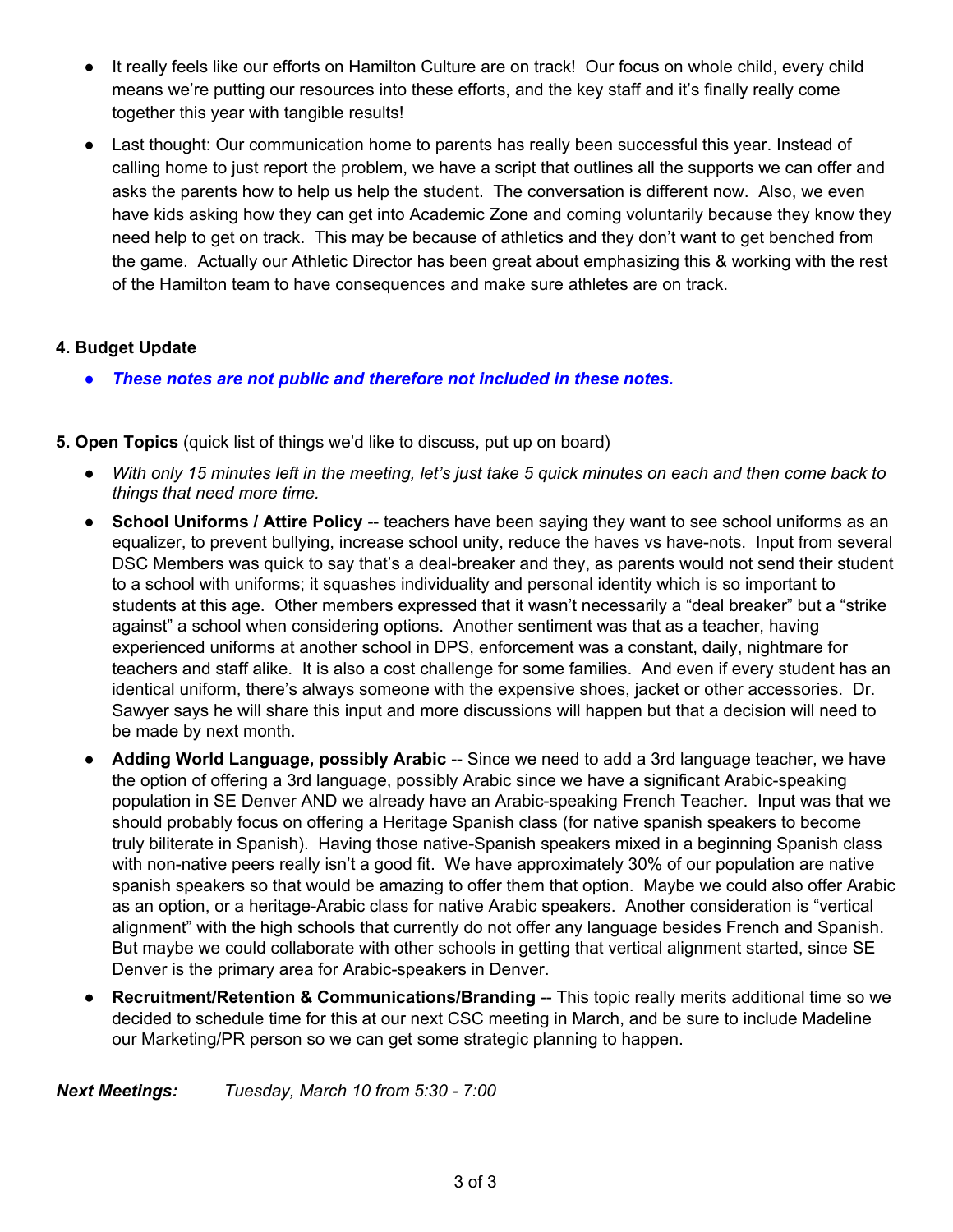- It really feels like our efforts on Hamilton Culture are on track! Our focus on whole child, every child means we're putting our resources into these efforts, and the key staff and it's finally really come together this year with tangible results!
- Last thought: Our communication home to parents has really been successful this year. Instead of calling home to just report the problem, we have a script that outlines all the supports we can offer and asks the parents how to help us help the student. The conversation is different now. Also, we even have kids asking how they can get into Academic Zone and coming voluntarily because they know they need help to get on track. This may be because of athletics and they don't want to get benched from the game. Actually our Athletic Director has been great about emphasizing this & working with the rest of the Hamilton team to have consequences and make sure athletes are on track.

**4. Budget Update**

- ***These notes are not public and therefore not included in these notes.***

**5. Open Topics** (quick list of things we'd like to discuss, put up on board)

- *With only 15 minutes left in the meeting, let's just take 5 quick minutes on each and then come back to things that need more time.*
- **School Uniforms / Attire Policy** -- teachers have been saying they want to see school uniforms as an equalizer, to prevent bullying, increase school unity, reduce the haves vs have-nots. Input from several DSC Members was quick to say that's a deal-breaker and they, as parents would not send their student to a school with uniforms; it squashes individuality and personal identity which is so important to students at this age. Other members expressed that it wasn't necessarily a "deal breaker" but a "strike against" a school when considering options. Another sentiment was that as a teacher, having experienced uniforms at another school in DPS, enforcement was a constant, daily, nightmare for teachers and staff alike. It is also a cost challenge for some families. And even if every student has an identical uniform, there's always someone with the expensive shoes, jacket or other accessories. Dr. Sawyer says he will share this input and more discussions will happen but that a decision will need to be made by next month.
- **Adding World Language, possibly Arabic** -- Since we need to add a 3rd language teacher, we have the option of offering a 3rd language, possibly Arabic since we have a significant Arabic-speaking population in SE Denver AND we already have an Arabic-speaking French Teacher. Input was that we should probably focus on offering a Heritage Spanish class (for native spanish speakers to become truly biliterate in Spanish). Having those native-Spanish speakers mixed in a beginning Spanish class with non-native peers really isn't a good fit. We have approximately 30% of our population are native spanish speakers so that would be amazing to offer them that option. Maybe we could also offer Arabic as an option, or a heritage-Arabic class for native Arabic speakers. Another consideration is "vertical alignment" with the high schools that currently do not offer any language besides French and Spanish. But maybe we could collaborate with other schools in getting that vertical alignment started, since SE Denver is the primary area for Arabic-speakers in Denver.
- **Recruitment/Retention & Communications/Branding** -- This topic really merits additional time so we decided to schedule time for this at our next CSC meeting in March, and be sure to include Madeline our Marketing/PR person so we can get some strategic planning to happen.

***Next Meetings:*** *Tuesday, March 10 from 5:30 - 7:00*